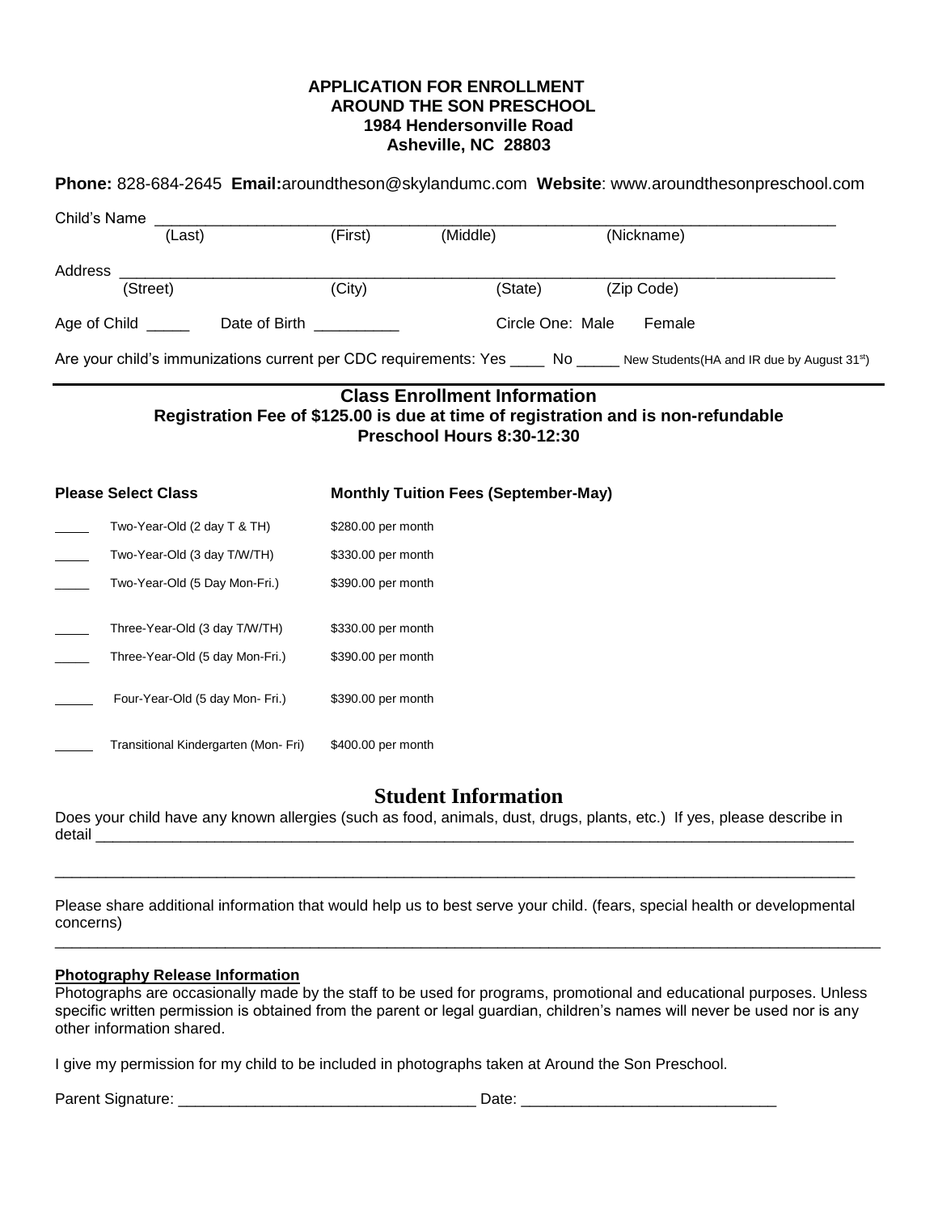**APPLICATION FOR ENROLLMENT**
**AROUND THE SON PRESCHOOL**
**1984 Hendersonville Road**
**Asheville, NC 28803**

**Phone:** 828-684-2645 **Email:**aroundtheson@skylandumc.com **Website**: www.aroundthesonpreschool.com

Child's Name ______________________________________________________________________________
(Last) (First) (Middle) (Nickname)

Address ______________________________________________________________________________
(Street) (City) (State) (Zip Code)

Age of Child _____ Date of Birth _________ Circle One: Male Female

Are your child's immunizations current per CDC requirements: Yes ____ No _____ New Students(HA and IR due by August 31st)

---

**Class Enrollment Information**
**Registration Fee of $125.00 is due at time of registration and is non-refundable**
**Preschool Hours 8:30-12:30**

| | **Please Select Class** | **Monthly Tuition Fees (September-May)** |
|---|---|---|
| ____ | Two-Year-Old (2 day T & TH) | $280.00 per month |
| ____ | Two-Year-Old (3 day T/W/TH) | $330.00 per month |
| ____ | Two-Year-Old (5 Day Mon-Fri.) | $390.00 per month |
| ____ | Three-Year-Old (3 day T/W/TH) | $330.00 per month |
| ____ | Three-Year-Old (5 day Mon-Fri.) | $390.00 per month |
| ____ | Four-Year-Old (5 day Mon- Fri.) | $390.00 per month |
| ____ | Transitional Kindergarten (Mon- Fri) | $400.00 per month |

## Student Information

Does your child have any known allergies (such as food, animals, dust, drugs, plants, etc.) If yes, please describe in detail ______________________________________________________________________________

______________________________________________________________________________

Please share additional information that would help us to best serve your child. (fears, special health or developmental concerns)
______________________________________________________________________________

**Photography Release Information**

Photographs are occasionally made by the staff to be used for programs, promotional and educational purposes. Unless specific written permission is obtained from the parent or legal guardian, children's names will never be used nor is any other information shared.

I give my permission for my child to be included in photographs taken at Around the Son Preschool.

Parent Signature: _________________________________ Date: ____________________________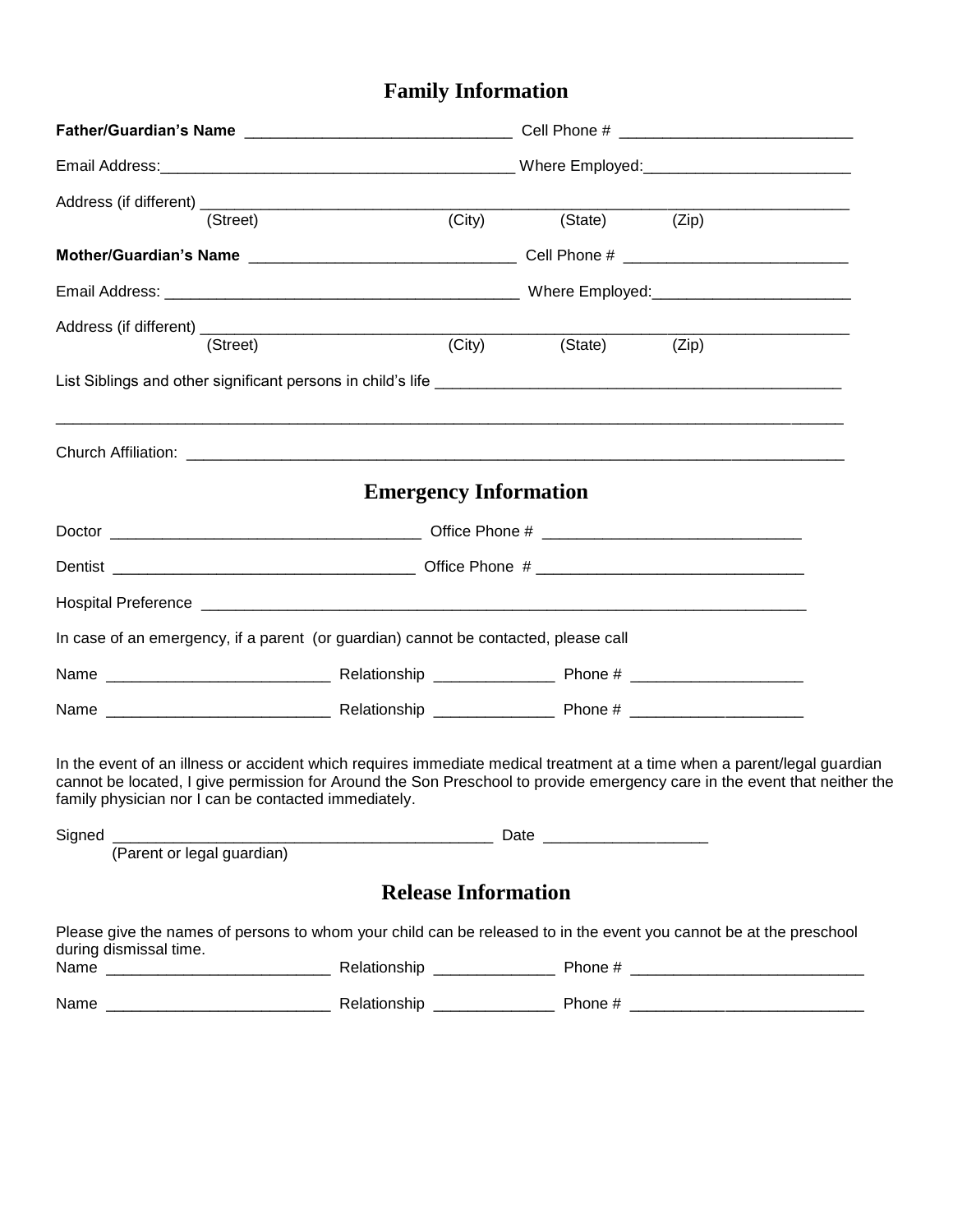## Family Information

**Father/Guardian's Name** _______________________________ Cell Phone # ___________________________

Email Address:________________________________________ Where Employed:_______________________

Address (if different) ___________________________________________________________________________
(Street) (City) (State) (Zip)

**Mother/Guardian's Name** ______________________________ Cell Phone # _________________________

Email Address: ________________________________________ Where Employed:______________________

Address (if different) ___________________________________________________________________________
(Street) (City) (State) (Zip)

List Siblings and other significant persons in child's life _____________________________________________

_________________________________________________________________________________________

Church Affiliation: _______________________________________________________________________

## Emergency Information

Doctor ___________________________________ Office Phone # _____________________________

Dentist __________________________________ Office Phone # ______________________________

Hospital Preference ______________________________________________________________________

In case of an emergency, if a parent (or guardian) cannot be contacted, please call

Name _________________________ Relationship _____________ Phone # ___________________

Name _________________________ Relationship _____________ Phone # ___________________

In the event of an illness or accident which requires immediate medical treatment at a time when a parent/legal guardian cannot be located, I give permission for Around the Son Preschool to provide emergency care in the event that neither the family physician nor I can be contacted immediately.

Signed ___________________________________________ Date __________________
(Parent or legal guardian)

## Release Information

Please give the names of persons to whom your child can be released to in the event you cannot be at the preschool during dismissal time.

Name _________________________ Relationship _____________ Phone # __________________________

Name _________________________ Relationship _____________ Phone # __________________________